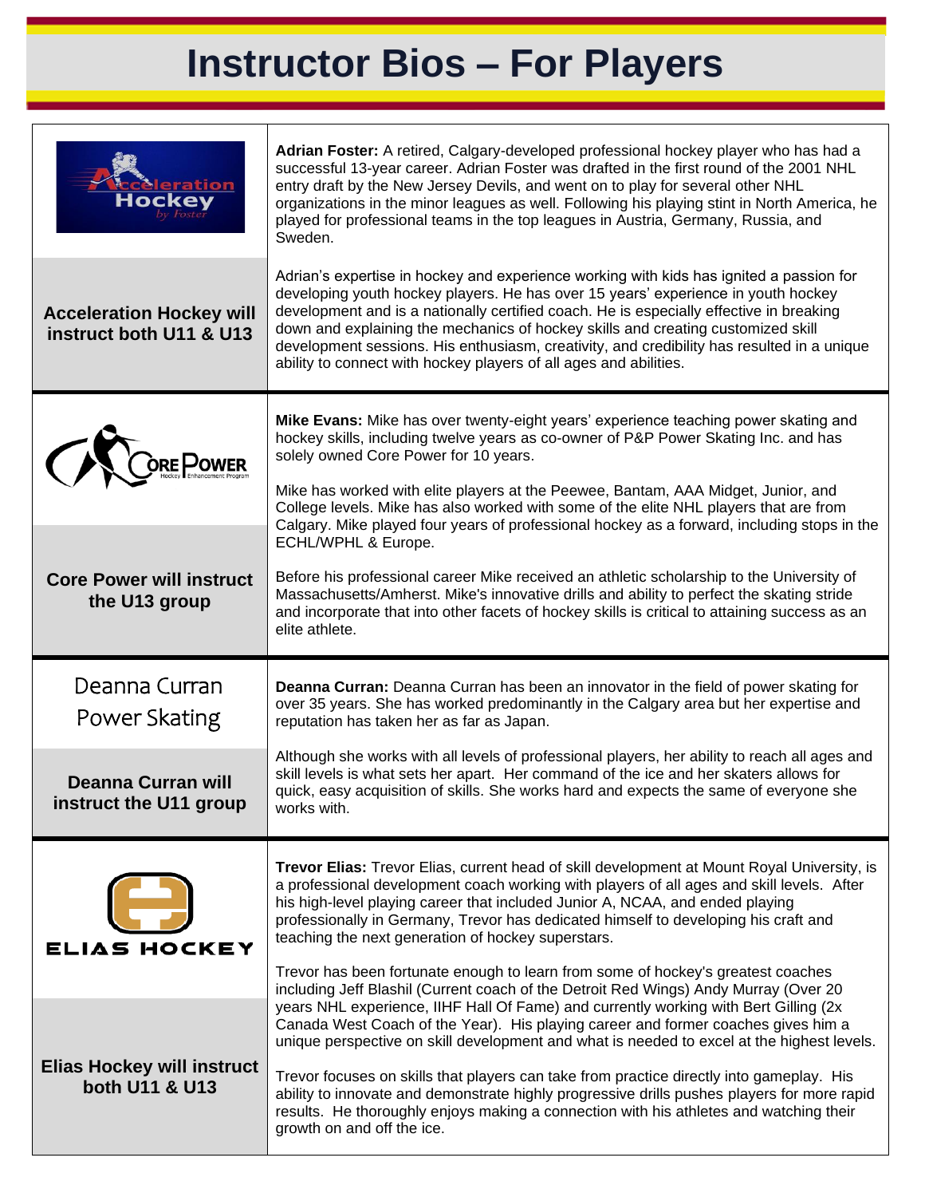# Instructor Bios – For Players

| | |
|---|---|
| Acceleration Hockey by Foster<br><br>**Acceleration Hockey will instruct both U11 & U13** | **Adrian Foster:** A retired, Calgary-developed professional hockey player who has had a successful 13-year career. Adrian Foster was drafted in the first round of the 2001 NHL entry draft by the New Jersey Devils, and went on to play for several other NHL organizations in the minor leagues as well. Following his playing stint in North America, he played for professional teams in the top leagues in Austria, Germany, Russia, and Sweden.<br><br>Adrian's expertise in hockey and experience working with kids has ignited a passion for developing youth hockey players. He has over 15 years' experience in youth hockey development and is a nationally certified coach. He is especially effective in breaking down and explaining the mechanics of hockey skills and creating customized skill development sessions. His enthusiasm, creativity, and credibility has resulted in a unique ability to connect with hockey players of all ages and abilities. |
| Core Power Hockey Enhancement Program<br><br>**Core Power will instruct the U13 group** | **Mike Evans:** Mike has over twenty-eight years' experience teaching power skating and hockey skills, including twelve years as co-owner of P&P Power Skating Inc. and has solely owned Core Power for 10 years.<br><br>Mike has worked with elite players at the Peewee, Bantam, AAA Midget, Junior, and College levels. Mike has also worked with some of the elite NHL players that are from Calgary. Mike played four years of professional hockey as a forward, including stops in the ECHL/WPHL & Europe.<br><br>Before his professional career Mike received an athletic scholarship to the University of Massachusetts/Amherst. Mike's innovative drills and ability to perfect the skating stride and incorporate that into other facets of hockey skills is critical to attaining success as an elite athlete. |
| Deanna Curran Power Skating<br><br>**Deanna Curran will instruct the U11 group** | **Deanna Curran:** Deanna Curran has been an innovator in the field of power skating for over 35 years. She has worked predominantly in the Calgary area but her expertise and reputation has taken her as far as Japan.<br><br>Although she works with all levels of professional players, her ability to reach all ages and skill levels is what sets her apart. Her command of the ice and her skaters allows for quick, easy acquisition of skills. She works hard and expects the same of everyone she works with. |
| ELIAS HOCKEY<br><br>**Elias Hockey will instruct both U11 & U13** | **Trevor Elias:** Trevor Elias, current head of skill development at Mount Royal University, is a professional development coach working with players of all ages and skill levels. After his high-level playing career that included Junior A, NCAA, and ended playing professionally in Germany, Trevor has dedicated himself to developing his craft and teaching the next generation of hockey superstars.<br><br>Trevor has been fortunate enough to learn from some of hockey's greatest coaches including Jeff Blashil (Current coach of the Detroit Red Wings) Andy Murray (Over 20 years NHL experience, IIHF Hall Of Fame) and currently working with Bert Gilling (2x Canada West Coach of the Year). His playing career and former coaches gives him a unique perspective on skill development and what is needed to excel at the highest levels.<br><br>Trevor focuses on skills that players can take from practice directly into gameplay. His ability to innovate and demonstrate highly progressive drills pushes players for more rapid results. He thoroughly enjoys making a connection with his athletes and watching their growth on and off the ice. |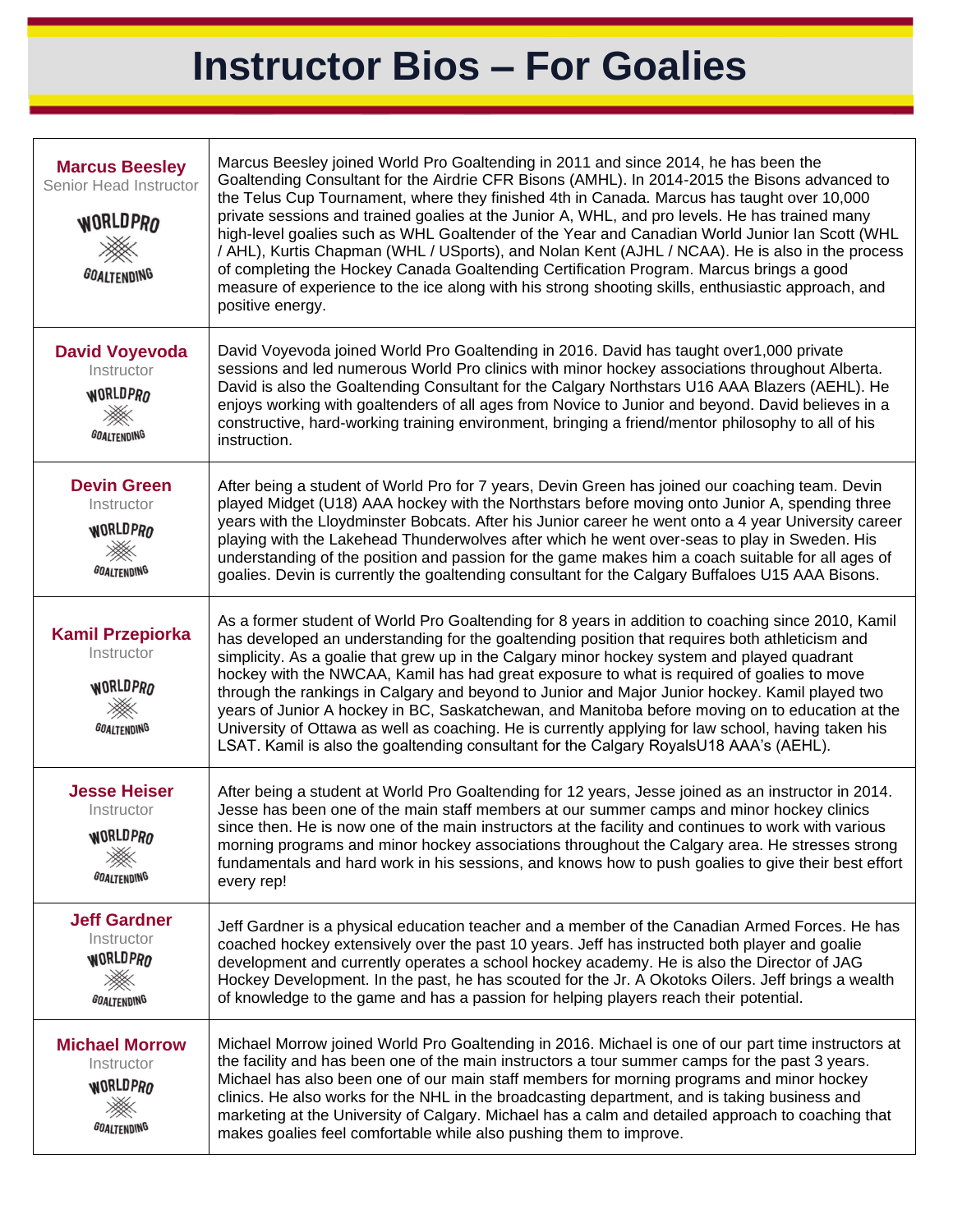# Instructor Bios – For Goalies

| | |
|---|---|
| **Marcus Beesley**<br>Senior Head Instructor<br>WORLDPRO GOALTENDING | Marcus Beesley joined World Pro Goaltending in 2011 and since 2014, he has been the Goaltending Consultant for the Airdrie CFR Bisons (AMHL). In 2014-2015 the Bisons advanced to the Telus Cup Tournament, where they finished 4th in Canada. Marcus has taught over 10,000 private sessions and trained goalies at the Junior A, WHL, and pro levels. He has trained many high-level goalies such as WHL Goaltender of the Year and Canadian World Junior Ian Scott (WHL / AHL), Kurtis Chapman (WHL / USports), and Nolan Kent (AJHL / NCAA). He is also in the process of completing the Hockey Canada Goaltending Certification Program. Marcus brings a good measure of experience to the ice along with his strong shooting skills, enthusiastic approach, and positive energy. |
| **David Voyevoda**<br>Instructor<br>WORLDPRO GOALTENDING | David Voyevoda joined World Pro Goaltending in 2016. David has taught over1,000 private sessions and led numerous World Pro clinics with minor hockey associations throughout Alberta. David is also the Goaltending Consultant for the Calgary Northstars U16 AAA Blazers (AEHL). He enjoys working with goaltenders of all ages from Novice to Junior and beyond. David believes in a constructive, hard-working training environment, bringing a friend/mentor philosophy to all of his instruction. |
| **Devin Green**<br>Instructor<br>WORLDPRO GOALTENDING | After being a student of World Pro for 7 years, Devin Green has joined our coaching team. Devin played Midget (U18) AAA hockey with the Northstars before moving onto Junior A, spending three years with the Lloydminster Bobcats. After his Junior career he went onto a 4 year University career playing with the Lakehead Thunderwolves after which he went over-seas to play in Sweden. His understanding of the position and passion for the game makes him a coach suitable for all ages of goalies. Devin is currently the goaltending consultant for the Calgary Buffaloes U15 AAA Bisons. |
| **Kamil Przepiorka**<br>Instructor<br>WORLDPRO GOALTENDING | As a former student of World Pro Goaltending for 8 years in addition to coaching since 2010, Kamil has developed an understanding for the goaltending position that requires both athleticism and simplicity. As a goalie that grew up in the Calgary minor hockey system and played quadrant hockey with the NWCAA, Kamil has had great exposure to what is required of goalies to move through the rankings in Calgary and beyond to Junior and Major Junior hockey. Kamil played two years of Junior A hockey in BC, Saskatchewan, and Manitoba before moving on to education at the University of Ottawa as well as coaching. He is currently applying for law school, having taken his LSAT. Kamil is also the goaltending consultant for the Calgary RoyalsU18 AAA's (AEHL). |
| **Jesse Heiser**<br>Instructor<br>WORLDPRO GOALTENDING | After being a student at World Pro Goaltending for 12 years, Jesse joined as an instructor in 2014. Jesse has been one of the main staff members at our summer camps and minor hockey clinics since then. He is now one of the main instructors at the facility and continues to work with various morning programs and minor hockey associations throughout the Calgary area. He stresses strong fundamentals and hard work in his sessions, and knows how to push goalies to give their best effort every rep! |
| **Jeff Gardner**<br>Instructor<br>WORLDPRO GOALTENDING | Jeff Gardner is a physical education teacher and a member of the Canadian Armed Forces. He has coached hockey extensively over the past 10 years. Jeff has instructed both player and goalie development and currently operates a school hockey academy. He is also the Director of JAG Hockey Development. In the past, he has scouted for the Jr. A Okotoks Oilers. Jeff brings a wealth of knowledge to the game and has a passion for helping players reach their potential. |
| **Michael Morrow**<br>Instructor<br>WORLDPRO GOALTENDING | Michael Morrow joined World Pro Goaltending in 2016. Michael is one of our part time instructors at the facility and has been one of the main instructors a tour summer camps for the past 3 years. Michael has also been one of our main staff members for morning programs and minor hockey clinics. He also works for the NHL in the broadcasting department, and is taking business and marketing at the University of Calgary. Michael has a calm and detailed approach to coaching that makes goalies feel comfortable while also pushing them to improve. |